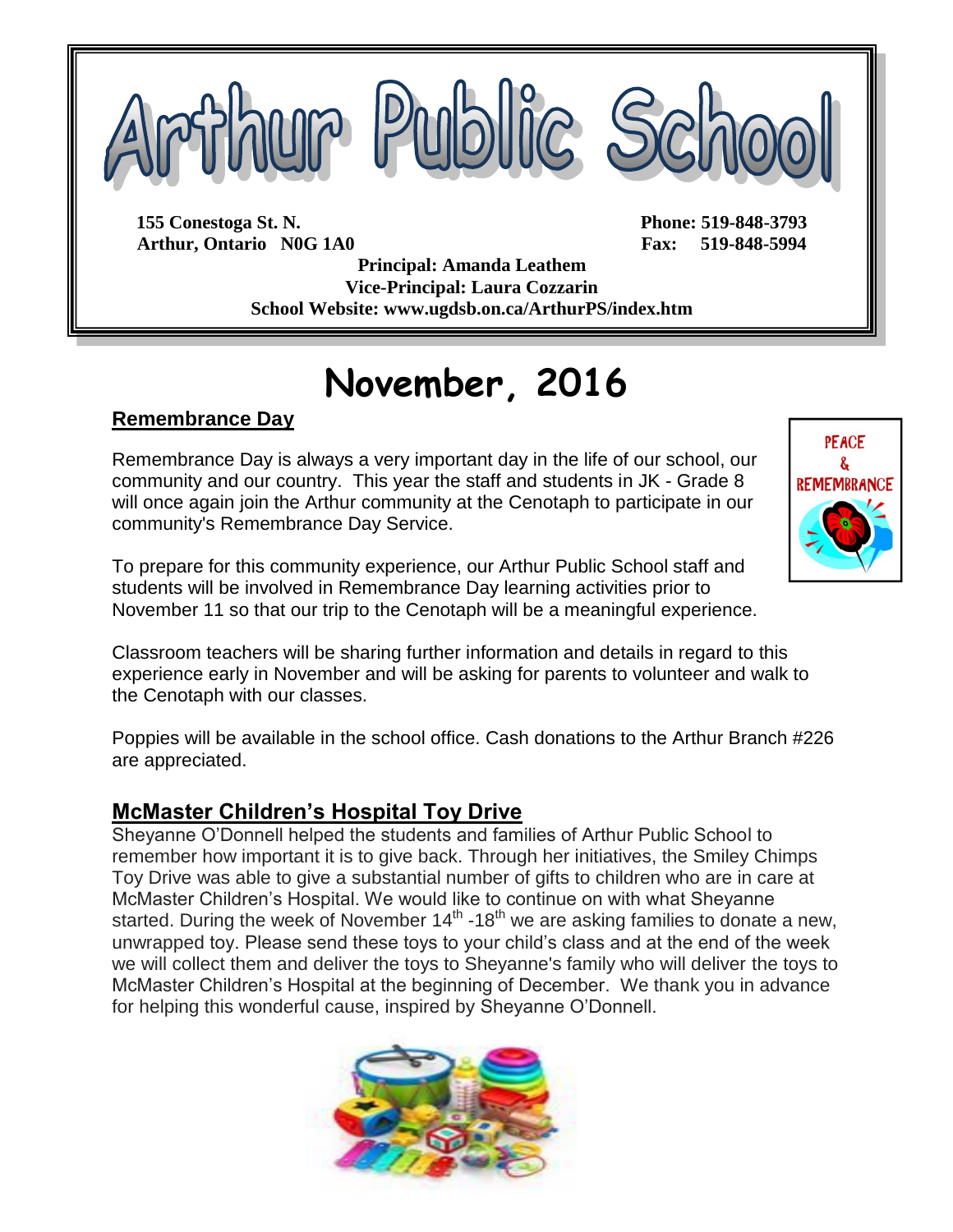# Arthur Public School

**155 Conestoga St. N.**
**Arthur, Ontario N0G 1A0**

**Phone: 519-848-3793**
**Fax: 519-848-5994**

**Principal: Amanda Leathem**
**Vice-Principal: Laura Cozzarin**
**School Website: www.ugdsb.on.ca/ArthurPS/index.htm**

# November, 2016

## Remembrance Day

Remembrance Day is always a very important day in the life of our school, our community and our country. This year the staff and students in JK - Grade 8 will once again join the Arthur community at the Cenotaph to participate in our community's Remembrance Day Service.

To prepare for this community experience, our Arthur Public School staff and students will be involved in Remembrance Day learning activities prior to November 11 so that our trip to the Cenotaph will be a meaningful experience.

Classroom teachers will be sharing further information and details in regard to this experience early in November and will be asking for parents to volunteer and walk to the Cenotaph with our classes.

Poppies will be available in the school office. Cash donations to the Arthur Branch #226 are appreciated.

## McMaster Children's Hospital Toy Drive

Sheyanne O'Donnell helped the students and families of Arthur Public School to remember how important it is to give back. Through her initiatives, the Smiley Chimps Toy Drive was able to give a substantial number of gifts to children who are in care at McMaster Children's Hospital. We would like to continue on with what Sheyanne started. During the week of November 14th -18th we are asking families to donate a new, unwrapped toy. Please send these toys to your child's class and at the end of the week we will collect them and deliver the toys to Sheyanne's family who will deliver the toys to McMaster Children's Hospital at the beginning of December. We thank you in advance for helping this wonderful cause, inspired by Sheyanne O'Donnell.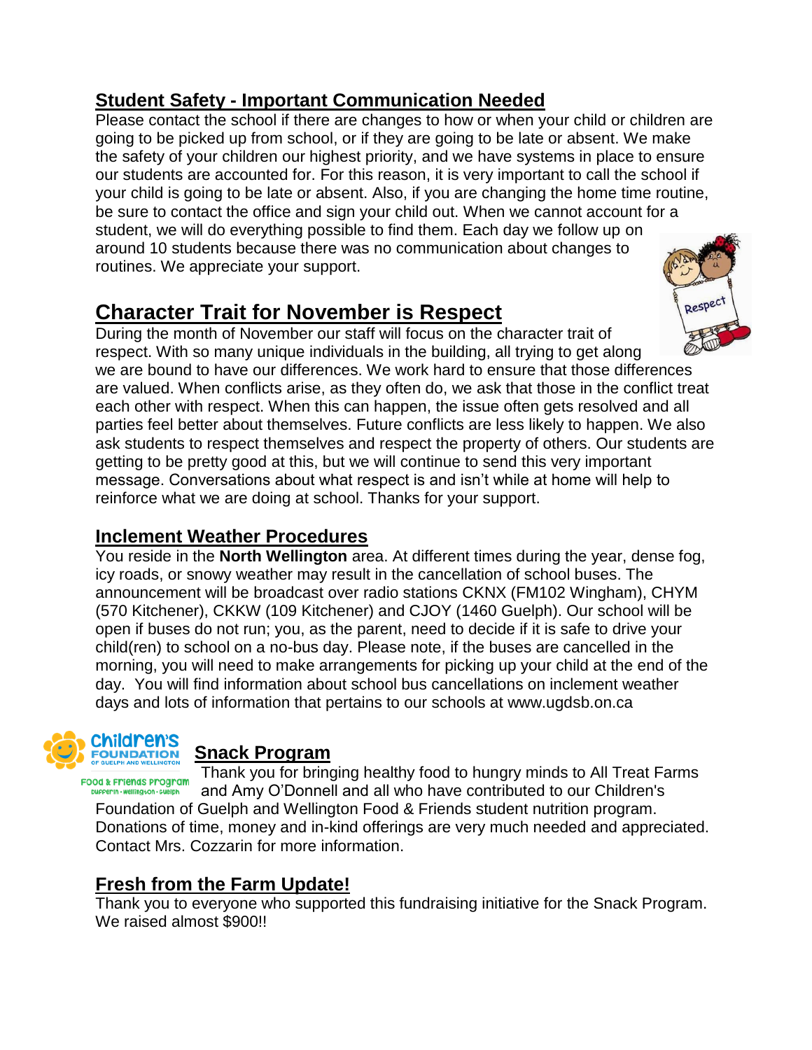## Student Safety - Important Communication Needed

Please contact the school if there are changes to how or when your child or children are going to be picked up from school, or if they are going to be late or absent. We make the safety of your children our highest priority, and we have systems in place to ensure our students are accounted for. For this reason, it is very important to call the school if your child is going to be late or absent. Also, if you are changing the home time routine, be sure to contact the office and sign your child out. When we cannot account for a student, we will do everything possible to find them. Each day we follow up on around 10 students because there was no communication about changes to routines. We appreciate your support.

## Character Trait for November is Respect

During the month of November our staff will focus on the character trait of respect. With so many unique individuals in the building, all trying to get along we are bound to have our differences. We work hard to ensure that those differences are valued. When conflicts arise, as they often do, we ask that those in the conflict treat each other with respect. When this can happen, the issue often gets resolved and all parties feel better about themselves. Future conflicts are less likely to happen. We also ask students to respect themselves and respect the property of others. Our students are getting to be pretty good at this, but we will continue to send this very important message. Conversations about what respect is and isn't while at home will help to reinforce what we are doing at school. Thanks for your support.

## Inclement Weather Procedures

You reside in the **North Wellington** area. At different times during the year, dense fog, icy roads, or snowy weather may result in the cancellation of school buses. The announcement will be broadcast over radio stations CKNX (FM102 Wingham), CHYM (570 Kitchener), CKKW (109 Kitchener) and CJOY (1460 Guelph). Our school will be open if buses do not run; you, as the parent, need to decide if it is safe to drive your child(ren) to school on a no-bus day. Please note, if the buses are cancelled in the morning, you will need to make arrangements for picking up your child at the end of the day. You will find information about school bus cancellations on inclement weather days and lots of information that pertains to our schools at www.ugdsb.on.ca

## Snack Program

Thank you for bringing healthy food to hungry minds to All Treat Farms and Amy O'Donnell and all who have contributed to our Children's Foundation of Guelph and Wellington Food & Friends student nutrition program. Donations of time, money and in-kind offerings are very much needed and appreciated. Contact Mrs. Cozzarin for more information.

## Fresh from the Farm Update!

Thank you to everyone who supported this fundraising initiative for the Snack Program. We raised almost $900!!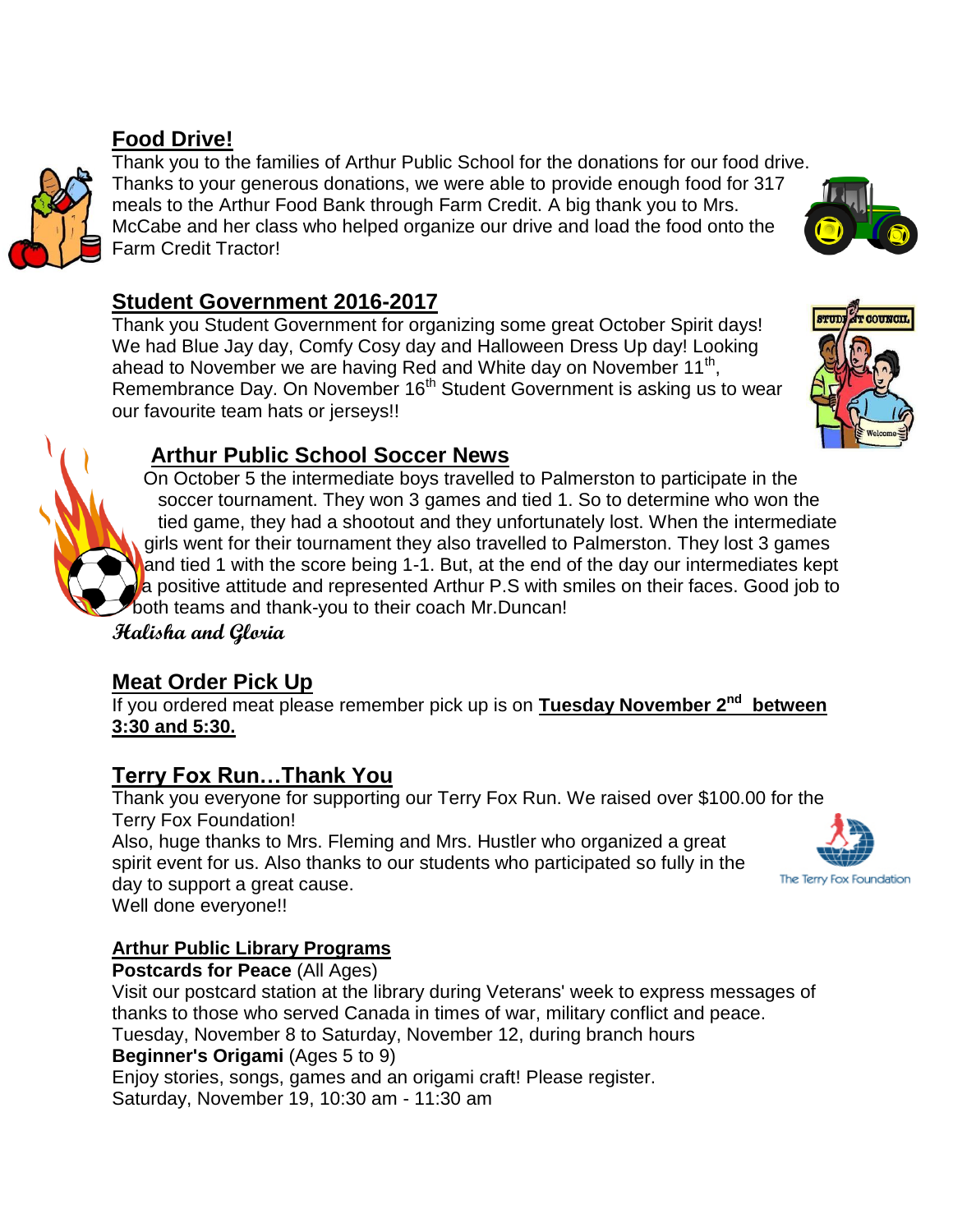## Food Drive!

Thank you to the families of Arthur Public School for the donations for our food drive. Thanks to your generous donations, we were able to provide enough food for 317 meals to the Arthur Food Bank through Farm Credit. A big thank you to Mrs. McCabe and her class who helped organize our drive and load the food onto the Farm Credit Tractor!

## Student Government 2016-2017

Thank you Student Government for organizing some great October Spirit days! We had Blue Jay day, Comfy Cosy day and Halloween Dress Up day! Looking ahead to November we are having Red and White day on November 11th, Remembrance Day. On November 16th Student Government is asking us to wear our favourite team hats or jerseys!!

## Arthur Public School Soccer News

On October 5 the intermediate boys travelled to Palmerston to participate in the soccer tournament. They won 3 games and tied 1. So to determine who won the tied game, they had a shootout and they unfortunately lost. When the intermediate girls went for their tournament they also travelled to Palmerston. They lost 3 games and tied 1 with the score being 1-1. But, at the end of the day our intermediates kept a positive attitude and represented Arthur P.S with smiles on their faces. Good job to both teams and thank-you to their coach Mr.Duncan!

*Halisha and Gloria*

## Meat Order Pick Up

If you ordered meat please remember pick up is on **Tuesday November 2nd between 3:30 and 5:30.**

## Terry Fox Run…Thank You

Thank you everyone for supporting our Terry Fox Run. We raised over $100.00 for the Terry Fox Foundation!

Also, huge thanks to Mrs. Fleming and Mrs. Hustler who organized a great spirit event for us. Also thanks to our students who participated so fully in the day to support a great cause.

Well done everyone!!

### Arthur Public Library Programs

**Postcards for Peace** (All Ages)

Visit our postcard station at the library during Veterans' week to express messages of thanks to those who served Canada in times of war, military conflict and peace.

Tuesday, November 8 to Saturday, November 12, during branch hours

**Beginner's Origami** (Ages 5 to 9)

Enjoy stories, songs, games and an origami craft! Please register.

Saturday, November 19, 10:30 am - 11:30 am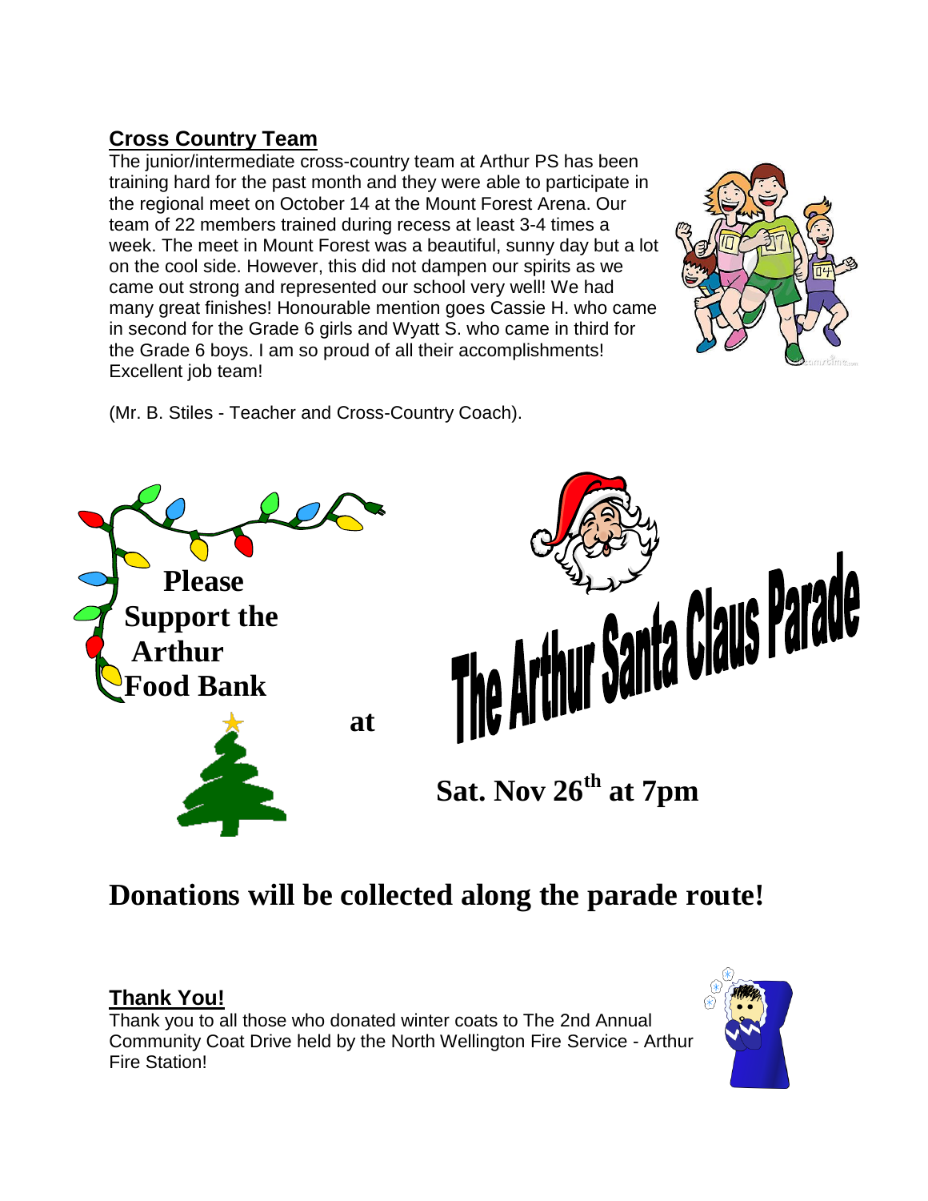## Cross Country Team

The junior/intermediate cross-country team at Arthur PS has been training hard for the past month and they were able to participate in the regional meet on October 14 at the Mount Forest Arena. Our team of 22 members trained during recess at least 3-4 times a week. The meet in Mount Forest was a beautiful, sunny day but a lot on the cool side. However, this did not dampen our spirits as we came out strong and represented our school very well! We had many great finishes! Honourable mention goes Cassie H. who came in second for the Grade 6 girls and Wyatt S. who came in third for the Grade 6 boys. I am so proud of all their accomplishments! Excellent job team!

(Mr. B. Stiles - Teacher and Cross-Country Coach).

**Please Support the Arthur Food Bank**

**at**

**The Arthur Santa Claus Parade**

**Sat. Nov 26th at 7pm**

# Donations will be collected along the parade route!

## Thank You!

Thank you to all those who donated winter coats to The 2nd Annual Community Coat Drive held by the North Wellington Fire Service - Arthur Fire Station!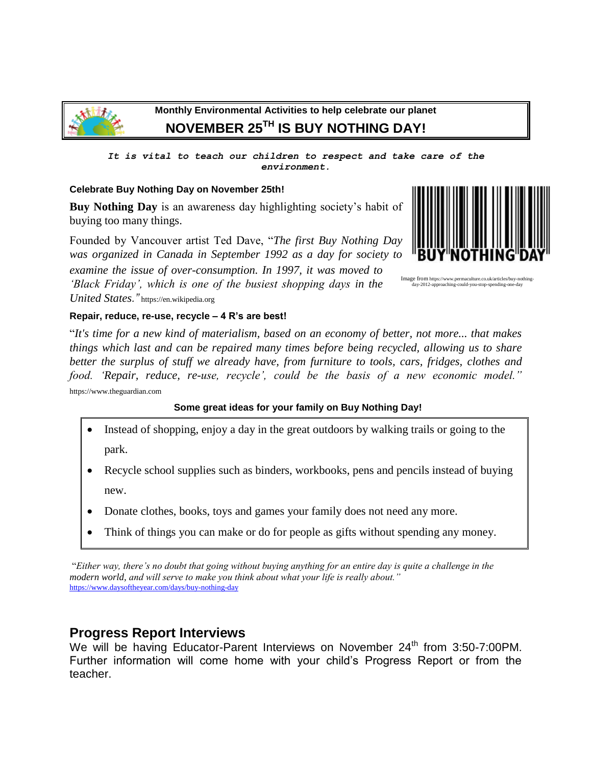**Monthly Environmental Activities to help celebrate our planet**

# NOVEMBER 25TH IS BUY NOTHING DAY!

***It is vital to teach our children to respect and take care of the environment.***

**Celebrate Buy Nothing Day on November 25th!**

**Buy Nothing Day** is an awareness day highlighting society's habit of buying too many things.

Founded by Vancouver artist Ted Dave, "*The first Buy Nothing Day was organized in Canada in September 1992 as a day for society to examine the issue of over-consumption. In 1997, it was moved to 'Black Friday', which is one of the busiest shopping days in the United States.*" https://en.wikipedia.org

Image from https://www.permaculture.co.uk/articles/buy-nothing-day-2012-approaching-could-you-stop-spending-one-day

**Repair, reduce, re-use, recycle – 4 R's are best!**

"*It's time for a new kind of materialism, based on an economy of better, not more... that makes things which last and can be repaired many times before being recycled, allowing us to share better the surplus of stuff we already have, from furniture to tools, cars, fridges, clothes and food. 'Repair, reduce, re-use, recycle', could be the basis of a new economic model.*" https://www.theguardian.com

**Some great ideas for your family on Buy Nothing Day!**

- Instead of shopping, enjoy a day in the great outdoors by walking trails or going to the park.
- Recycle school supplies such as binders, workbooks, pens and pencils instead of buying new.
- Donate clothes, books, toys and games your family does not need any more.
- Think of things you can make or do for people as gifts without spending any money.

"*Either way, there's no doubt that going without buying anything for an entire day is quite a challenge in the modern world, and will serve to make you think about what your life is really about.*"
https://www.daysoftheyear.com/days/buy-nothing-day

## Progress Report Interviews

We will be having Educator-Parent Interviews on November 24th from 3:50-7:00PM. Further information will come home with your child's Progress Report or from the teacher.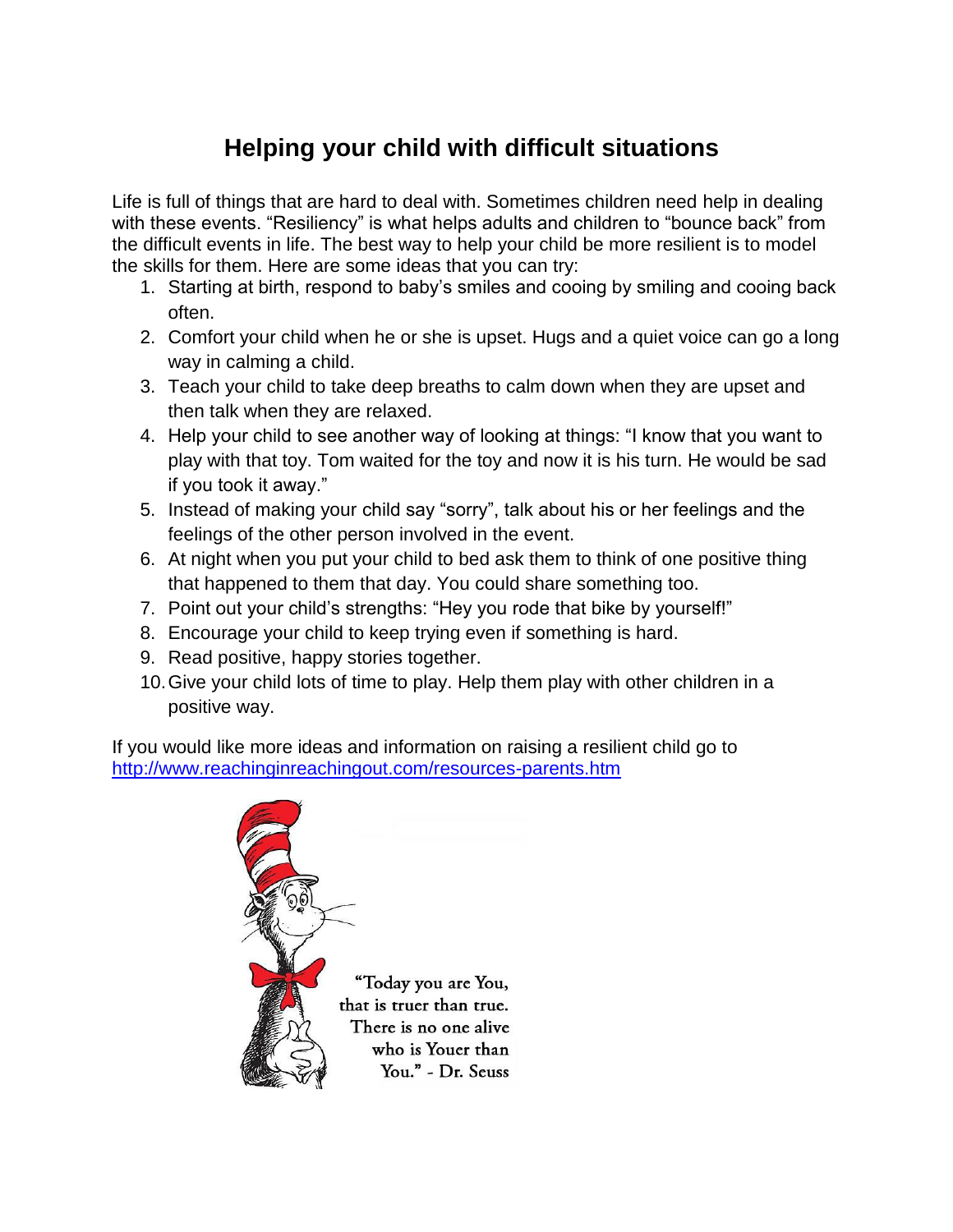# Helping your child with difficult situations

Life is full of things that are hard to deal with. Sometimes children need help in dealing with these events. "Resiliency" is what helps adults and children to "bounce back" from the difficult events in life. The best way to help your child be more resilient is to model the skills for them. Here are some ideas that you can try:

1. Starting at birth, respond to baby's smiles and cooing by smiling and cooing back often.
2. Comfort your child when he or she is upset. Hugs and a quiet voice can go a long way in calming a child.
3. Teach your child to take deep breaths to calm down when they are upset and then talk when they are relaxed.
4. Help your child to see another way of looking at things: "I know that you want to play with that toy. Tom waited for the toy and now it is his turn. He would be sad if you took it away."
5. Instead of making your child say "sorry", talk about his or her feelings and the feelings of the other person involved in the event.
6. At night when you put your child to bed ask them to think of one positive thing that happened to them that day. You could share something too.
7. Point out your child's strengths: "Hey you rode that bike by yourself!"
8. Encourage your child to keep trying even if something is hard.
9. Read positive, happy stories together.
10. Give your child lots of time to play. Help them play with other children in a positive way.

If you would like more ideas and information on raising a resilient child go to http://www.reachinginreachingout.com/resources-parents.htm

"Today you are You, that is truer than true. There is no one alive who is Youer than You." - Dr. Seuss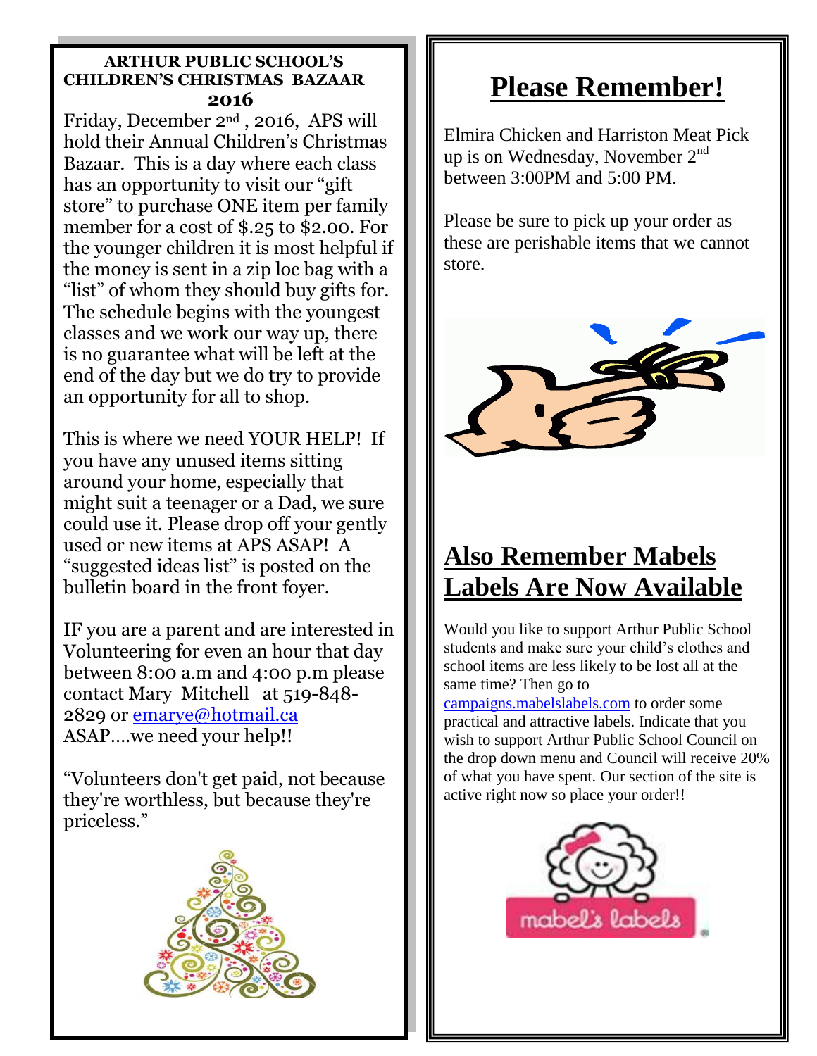**ARTHUR PUBLIC SCHOOL'S CHILDREN'S CHRISTMAS BAZAAR 2016**

Friday, December 2nd , 2016, APS will hold their Annual Children's Christmas Bazaar. This is a day where each class has an opportunity to visit our "gift store" to purchase ONE item per family member for a cost of $.25 to $2.00. For the younger children it is most helpful if the money is sent in a zip loc bag with a "list" of whom they should buy gifts for. The schedule begins with the youngest classes and we work our way up, there is no guarantee what will be left at the end of the day but we do try to provide an opportunity for all to shop.

This is where we need YOUR HELP! If you have any unused items sitting around your home, especially that might suit a teenager or a Dad, we sure could use it. Please drop off your gently used or new items at APS ASAP! A "suggested ideas list" is posted on the bulletin board in the front foyer.

IF you are a parent and are interested in Volunteering for even an hour that day between 8:00 a.m and 4:00 p.m please contact Mary Mitchell at 519-848-2829 or emarye@hotmail.ca ASAP....we need your help!!

"Volunteers don't get paid, not because they're worthless, but because they're priceless."

# Please Remember!

Elmira Chicken and Harriston Meat Pick up is on Wednesday, November 2nd between 3:00PM and 5:00 PM.

Please be sure to pick up your order as these are perishable items that we cannot store.

## Also Remember Mabels Labels Are Now Available

Would you like to support Arthur Public School students and make sure your child's clothes and school items are less likely to be lost all at the same time? Then go to campaigns.mabelslabels.com to order some practical and attractive labels. Indicate that you wish to support Arthur Public School Council on the drop down menu and Council will receive 20% of what you have spent. Our section of the site is active right now so place your order!!